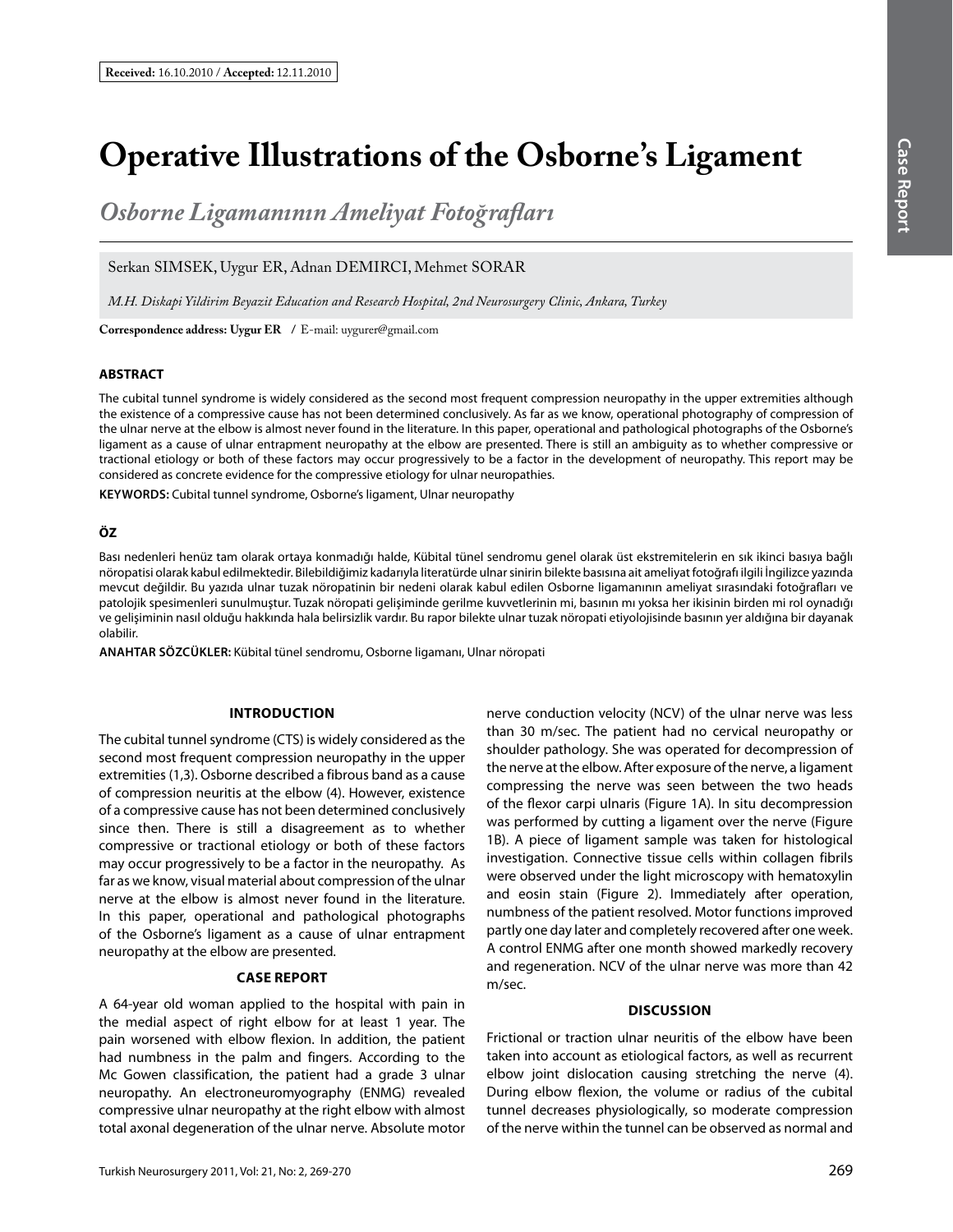**Received:** 16.10.2010 / **Accepted:** 12.11.2010

# Operative Illustrations of the Osborne's Ligament

## *Osborne Ligamanının Ameliyat Fotoğrafları*

Serkan SIMSEK, Uygur ER, Adnan DEMIRCI, Mehmet SORAR

*M.H. Diskapi Yildirim Beyazit Education and Research Hospital, 2nd Neurosurgery Clinic, Ankara, Turkey*

**Correspondence address: Uygur ER** / E-mail: uygurer@gmail.com

### ABSTRACT

The cubital tunnel syndrome is widely considered as the second most frequent compression neuropathy in the upper extremities although the existence of a compressive cause has not been determined conclusively. As far as we know, operational photography of compression of the ulnar nerve at the elbow is almost never found in the literature. In this paper, operational and pathological photographs of the Osborne's ligament as a cause of ulnar entrapment neuropathy at the elbow are presented. There is still an ambiguity as to whether compressive or tractional etiology or both of these factors may occur progressively to be a factor in the development of neuropathy. This report may be considered as concrete evidence for the compressive etiology for ulnar neuropathies.

**KEYWORDS:** Cubital tunnel syndrome, Osborne's ligament, Ulnar neuropathy

### ÖZ

Bası nedenleri henüz tam olarak ortaya konmadığı halde, Kübital tünel sendromu genel olarak üst ekstremitelerin en sık ikinci basıya bağlı nöropatisi olarak kabul edilmektedir. Bilebildiğimiz kadarıyla literatürde ulnar sinirin bilekte basısına ait ameliyat fotoğrafı ilgili İngilizce yazında mevcut değildir. Bu yazıda ulnar tuzak nöropatinin bir nedeni olarak kabul edilen Osborne ligamanının ameliyat sırasındaki fotoğrafları ve patolojik spesimenleri sunulmuştur. Tuzak nöropati gelişiminde gerilme kuvvetlerinin mi, basının mı yoksa her ikisinin birden mi rol oynadığı ve gelişiminin nasıl olduğu hakkında hala belirsizlik vardır. Bu rapor bilekte ulnar tuzak nöropati etiyolojisinde basının yer aldığına bir dayanak olabilir.

**ANAHTAR SÖZCÜKLER:** Kübital tünel sendromu, Osborne ligamanı, Ulnar nöropati

### INTRODUCTION

The cubital tunnel syndrome (CTS) is widely considered as the second most frequent compression neuropathy in the upper extremities (1,3). Osborne described a fibrous band as a cause of compression neuritis at the elbow (4). However, existence of a compressive cause has not been determined conclusively since then. There is still a disagreement as to whether compressive or tractional etiology or both of these factors may occur progressively to be a factor in the neuropathy. As far as we know, visual material about compression of the ulnar nerve at the elbow is almost never found in the literature. In this paper, operational and pathological photographs of the Osborne's ligament as a cause of ulnar entrapment neuropathy at the elbow are presented.

### CASE REPORT

A 64-year old woman applied to the hospital with pain in the medial aspect of right elbow for at least 1 year. The pain worsened with elbow flexion. In addition, the patient had numbness in the palm and fingers. According to the Mc Gowen classification, the patient had a grade 3 ulnar neuropathy. An electroneuromyography (ENMG) revealed compressive ulnar neuropathy at the right elbow with almost total axonal degeneration of the ulnar nerve. Absolute motor nerve conduction velocity (NCV) of the ulnar nerve was less than 30 m/sec. The patient had no cervical neuropathy or shoulder pathology. She was operated for decompression of the nerve at the elbow. After exposure of the nerve, a ligament compressing the nerve was seen between the two heads of the flexor carpi ulnaris (Figure 1A). In situ decompression was performed by cutting a ligament over the nerve (Figure 1B). A piece of ligament sample was taken for histological investigation. Connective tissue cells within collagen fibrils were observed under the light microscopy with hematoxylin and eosin stain (Figure 2). Immediately after operation, numbness of the patient resolved. Motor functions improved partly one day later and completely recovered after one week. A control ENMG after one month showed markedly recovery and regeneration. NCV of the ulnar nerve was more than 42 m/sec.

### DISCUSSION

Frictional or traction ulnar neuritis of the elbow have been taken into account as etiological factors, as well as recurrent elbow joint dislocation causing stretching the nerve (4). During elbow flexion, the volume or radius of the cubital tunnel decreases physiologically, so moderate compression of the nerve within the tunnel can be observed as normal and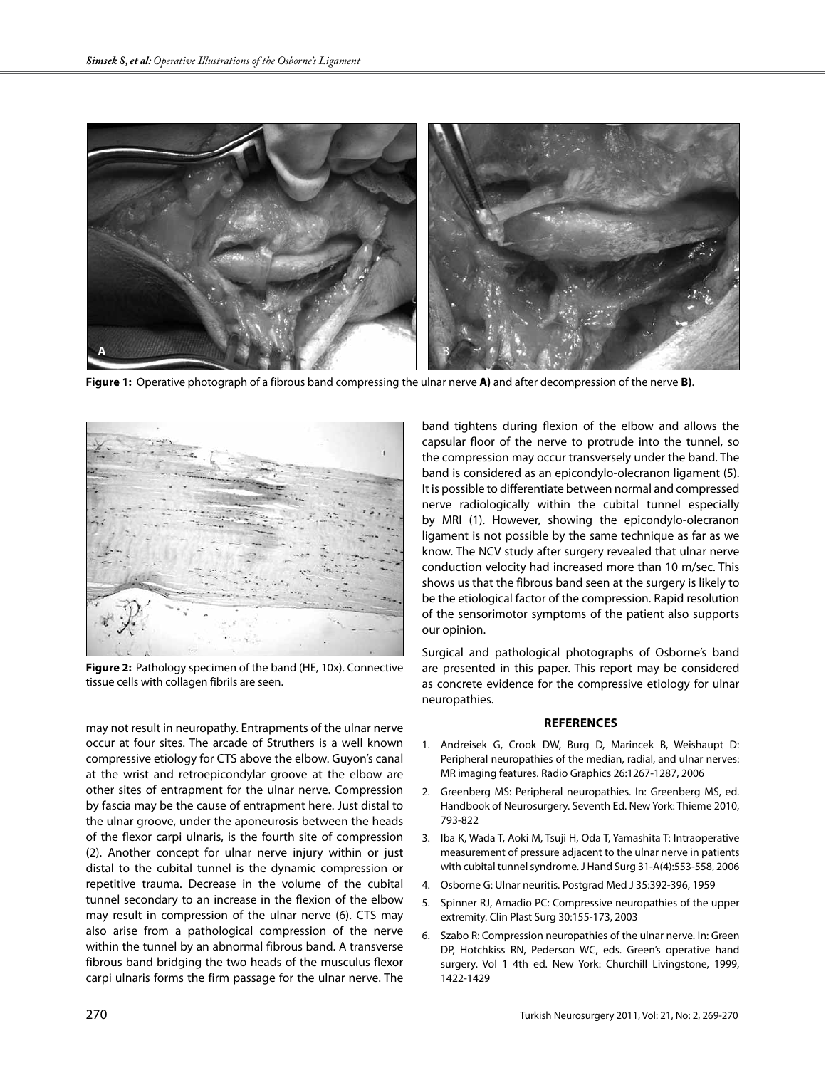**Figure 1:** Operative photograph of a fibrous band compressing the ulnar nerve **A)** and after decompression of the nerve **B)**.

**Figure 2:** Pathology specimen of the band (HE, 10x). Connective tissue cells with collagen fibrils are seen.

may not result in neuropathy. Entrapments of the ulnar nerve occur at four sites. The arcade of Struthers is a well known compressive etiology for CTS above the elbow. Guyon's canal at the wrist and retroepicondylar groove at the elbow are other sites of entrapment for the ulnar nerve. Compression by fascia may be the cause of entrapment here. Just distal to the ulnar groove, under the aponeurosis between the heads of the flexor carpi ulnaris, is the fourth site of compression (2). Another concept for ulnar nerve injury within or just distal to the cubital tunnel is the dynamic compression or repetitive trauma. Decrease in the volume of the cubital tunnel secondary to an increase in the flexion of the elbow may result in compression of the ulnar nerve (6). CTS may also arise from a pathological compression of the nerve within the tunnel by an abnormal fibrous band. A transverse fibrous band bridging the two heads of the musculus flexor carpi ulnaris forms the firm passage for the ulnar nerve. The band tightens during flexion of the elbow and allows the capsular floor of the nerve to protrude into the tunnel, so the compression may occur transversely under the band. The band is considered as an epicondylo-olecranon ligament (5). It is possible to differentiate between normal and compressed nerve radiologically within the cubital tunnel especially by MRI (1). However, showing the epicondylo-olecranon ligament is not possible by the same technique as far as we know. The NCV study after surgery revealed that ulnar nerve conduction velocity had increased more than 10 m/sec. This shows us that the fibrous band seen at the surgery is likely to be the etiological factor of the compression. Rapid resolution of the sensorimotor symptoms of the patient also supports our opinion.

Surgical and pathological photographs of Osborne's band are presented in this paper. This report may be considered as concrete evidence for the compressive etiology for ulnar neuropathies.

## REFERENCES

1. Andreisek G, Crook DW, Burg D, Marincek B, Weishaupt D: Peripheral neuropathies of the median, radial, and ulnar nerves: MR imaging features. Radio Graphics 26:1267-1287, 2006
2. Greenberg MS: Peripheral neuropathies. In: Greenberg MS, ed. Handbook of Neurosurgery. Seventh Ed. New York: Thieme 2010, 793-822
3. Iba K, Wada T, Aoki M, Tsuji H, Oda T, Yamashita T: Intraoperative measurement of pressure adjacent to the ulnar nerve in patients with cubital tunnel syndrome. J Hand Surg 31-A(4):553-558, 2006
4. Osborne G: Ulnar neuritis. Postgrad Med J 35:392-396, 1959
5. Spinner RJ, Amadio PC: Compressive neuropathies of the upper extremity. Clin Plast Surg 30:155-173, 2003
6. Szabo R: Compression neuropathies of the ulnar nerve. In: Green DP, Hotchkiss RN, Pederson WC, eds. Green's operative hand surgery. Vol 1 4th ed. New York: Churchill Livingstone, 1999, 1422-1429